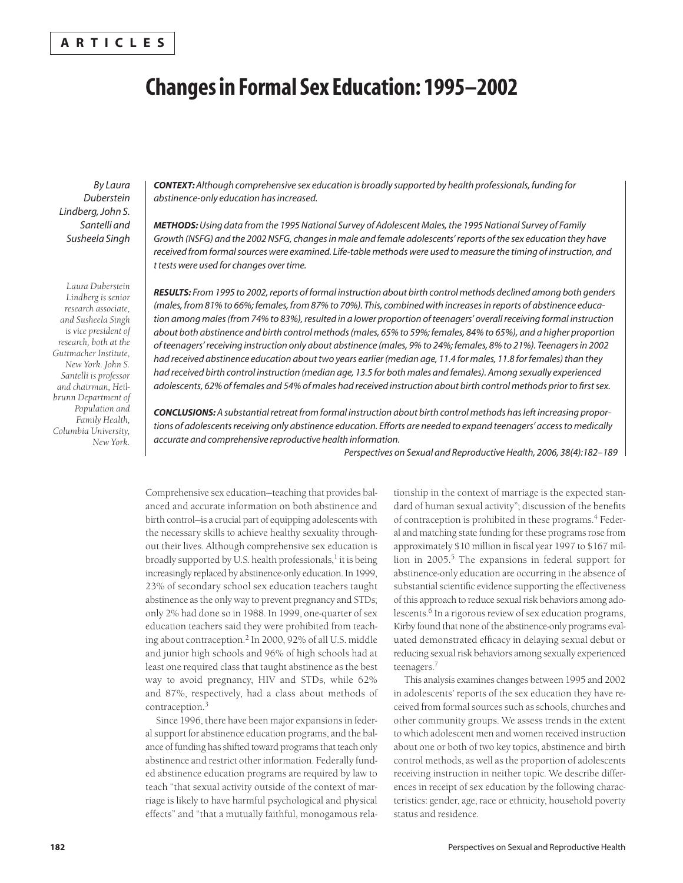**ARTICLES**

# Changes in Formal Sex Education: 1995–2002

*By Laura Duberstein Lindberg, John S. Santelli and Susheela Singh*

*Laura Duberstein Lindberg is senior research associate, and Susheela Singh is vice president of research, both at the Guttmacher Institute, New York. John S. Santelli is professor and chairman, Heilbrunn Department of Population and Family Health, Columbia University, New York.*

***CONTEXT:*** *Although comprehensive sex education is broadly supported by health professionals, funding for abstinence-only education has increased.*

***METHODS:*** *Using data from the 1995 National Survey of Adolescent Males, the 1995 National Survey of Family Growth (NSFG) and the 2002 NSFG, changes in male and female adolescents' reports of the sex education they have received from formal sources were examined. Life-table methods were used to measure the timing of instruction, and t tests were used for changes over time.*

***RESULTS:*** *From 1995 to 2002, reports of formal instruction about birth control methods declined among both genders (males, from 81% to 66%; females, from 87% to 70%). This, combined with increases in reports of abstinence education among males (from 74% to 83%), resulted in a lower proportion of teenagers' overall receiving formal instruction about both abstinence and birth control methods (males, 65% to 59%; females, 84% to 65%), and a higher proportion of teenagers' receiving instruction only about abstinence (males, 9% to 24%; females, 8% to 21%). Teenagers in 2002 had received abstinence education about two years earlier (median age, 11.4 for males, 11.8 for females) than they had received birth control instruction (median age, 13.5 for both males and females). Among sexually experienced adolescents, 62% of females and 54% of males had received instruction about birth control methods prior to first sex.*

***CONCLUSIONS:*** *A substantial retreat from formal instruction about birth control methods has left increasing proportions of adolescents receiving only abstinence education. Efforts are needed to expand teenagers' access to medically accurate and comprehensive reproductive health information.*

*Perspectives on Sexual and Reproductive Health, 2006, 38(4):182–189*

Comprehensive sex education—teaching that provides balanced and accurate information on both abstinence and birth control—is a crucial part of equipping adolescents with the necessary skills to achieve healthy sexuality throughout their lives. Although comprehensive sex education is broadly supported by U.S. health professionals,[1] it is being increasingly replaced by abstinence-only education. In 1999, 23% of secondary school sex education teachers taught abstinence as the only way to prevent pregnancy and STDs; only 2% had done so in 1988. In 1999, one-quarter of sex education teachers said they were prohibited from teaching about contraception.[2] In 2000, 92% of all U.S. middle and junior high schools and 96% of high schools had at least one required class that taught abstinence as the best way to avoid pregnancy, HIV and STDs, while 62% and 87%, respectively, had a class about methods of contraception.[3]

Since 1996, there have been major expansions in federal support for abstinence education programs, and the balance of funding has shifted toward programs that teach only abstinence and restrict other information. Federally funded abstinence education programs are required by law to teach "that sexual activity outside of the context of marriage is likely to have harmful psychological and physical effects" and "that a mutually faithful, monogamous relationship in the context of marriage is the expected standard of human sexual activity"; discussion of the benefits of contraception is prohibited in these programs.[4] Federal and matching state funding for these programs rose from approximately $10 million in fiscal year 1997 to $167 million in 2005.[5] The expansions in federal support for abstinence-only education are occurring in the absence of substantial scientific evidence supporting the effectiveness of this approach to reduce sexual risk behaviors among adolescents.[6] In a rigorous review of sex education programs, Kirby found that none of the abstinence-only programs evaluated demonstrated efficacy in delaying sexual debut or reducing sexual risk behaviors among sexually experienced teenagers.[7]

This analysis examines changes between 1995 and 2002 in adolescents' reports of the sex education they have received from formal sources such as schools, churches and other community groups. We assess trends in the extent to which adolescent men and women received instruction about one or both of two key topics, abstinence and birth control methods, as well as the proportion of adolescents receiving instruction in neither topic. We describe differences in receipt of sex education by the following characteristics: gender, age, race or ethnicity, household poverty status and residence.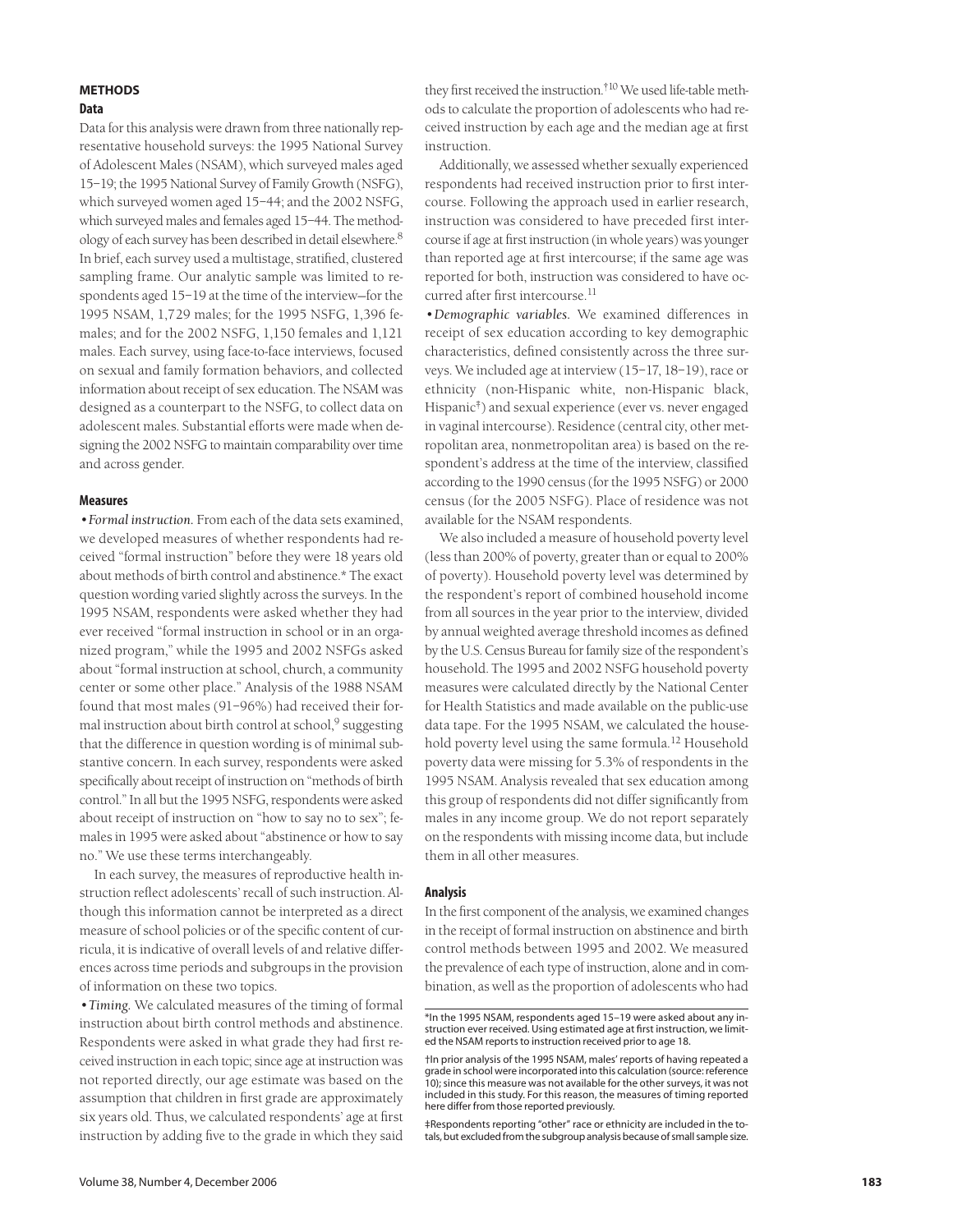## METHODS

### Data

Data for this analysis were drawn from three nationally representative household surveys: the 1995 National Survey of Adolescent Males (NSAM), which surveyed males aged 15–19; the 1995 National Survey of Family Growth (NSFG), which surveyed women aged 15–44; and the 2002 NSFG, which surveyed males and females aged 15–44. The methodology of each survey has been described in detail elsewhere.[8] In brief, each survey used a multistage, stratified, clustered sampling frame. Our analytic sample was limited to respondents aged 15–19 at the time of the interview—for the 1995 NSAM, 1,729 males; for the 1995 NSFG, 1,396 females; and for the 2002 NSFG, 1,150 females and 1,121 males. Each survey, using face-to-face interviews, focused on sexual and family formation behaviors, and collected information about receipt of sex education. The NSAM was designed as a counterpart to the NSFG, to collect data on adolescent males. Substantial efforts were made when designing the 2002 NSFG to maintain comparability over time and across gender.

### Measures

•*Formal instruction.* From each of the data sets examined, we developed measures of whether respondents had received "formal instruction" before they were 18 years old about methods of birth control and abstinence.* The exact question wording varied slightly across the surveys. In the 1995 NSAM, respondents were asked whether they had ever received "formal instruction in school or in an organized program," while the 1995 and 2002 NSFGs asked about "formal instruction at school, church, a community center or some other place." Analysis of the 1988 NSAM found that most males (91–96%) had received their formal instruction about birth control at school,[9] suggesting that the difference in question wording is of minimal substantive concern. In each survey, respondents were asked specifically about receipt of instruction on "methods of birth control." In all but the 1995 NSFG, respondents were asked about receipt of instruction on "how to say no to sex"; females in 1995 were asked about "abstinence or how to say no." We use these terms interchangeably.

In each survey, the measures of reproductive health instruction reflect adolescents' recall of such instruction. Although this information cannot be interpreted as a direct measure of school policies or of the specific content of curricula, it is indicative of overall levels of and relative differences across time periods and subgroups in the provision of information on these two topics.

•*Timing.* We calculated measures of the timing of formal instruction about birth control methods and abstinence. Respondents were asked in what grade they had first received instruction in each topic; since age at instruction was not reported directly, our age estimate was based on the assumption that children in first grade are approximately six years old. Thus, we calculated respondents' age at first instruction by adding five to the grade in which they said they first received the instruction.†[10] We used life-table methods to calculate the proportion of adolescents who had received instruction by each age and the median age at first instruction.

Additionally, we assessed whether sexually experienced respondents had received instruction prior to first intercourse. Following the approach used in earlier research, instruction was considered to have preceded first intercourse if age at first instruction (in whole years) was younger than reported age at first intercourse; if the same age was reported for both, instruction was considered to have occurred after first intercourse.[11]

•*Demographic variables.* We examined differences in receipt of sex education according to key demographic characteristics, defined consistently across the three surveys. We included age at interview (15–17, 18–19), race or ethnicity (non-Hispanic white, non-Hispanic black, Hispanic‡) and sexual experience (ever vs. never engaged in vaginal intercourse). Residence (central city, other metropolitan area, nonmetropolitan area) is based on the respondent's address at the time of the interview, classified according to the 1990 census (for the 1995 NSFG) or 2000 census (for the 2005 NSFG). Place of residence was not available for the NSAM respondents.

We also included a measure of household poverty level (less than 200% of poverty, greater than or equal to 200% of poverty). Household poverty level was determined by the respondent's report of combined household income from all sources in the year prior to the interview, divided by annual weighted average threshold incomes as defined by the U.S. Census Bureau for family size of the respondent's household. The 1995 and 2002 NSFG household poverty measures were calculated directly by the National Center for Health Statistics and made available on the public-use data tape. For the 1995 NSAM, we calculated the household poverty level using the same formula.[12] Household poverty data were missing for 5.3% of respondents in the 1995 NSAM. Analysis revealed that sex education among this group of respondents did not differ significantly from males in any income group. We do not report separately on the respondents with missing income data, but include them in all other measures.

### Analysis

In the first component of the analysis, we examined changes in the receipt of formal instruction on abstinence and birth control methods between 1995 and 2002. We measured the prevalence of each type of instruction, alone and in combination, as well as the proportion of adolescents who had

*In the 1995 NSAM, respondents aged 15–19 were asked about any instruction ever received. Using estimated age at first instruction, we limited the NSAM reports to instruction received prior to age 18.

†In prior analysis of the 1995 NSAM, males' reports of having repeated a grade in school were incorporated into this calculation (source: reference 10); since this measure was not available for the other surveys, it was not included in this study. For this reason, the measures of timing reported here differ from those reported previously.

‡Respondents reporting "other" race or ethnicity are included in the totals, but excluded from the subgroup analysis because of small sample size.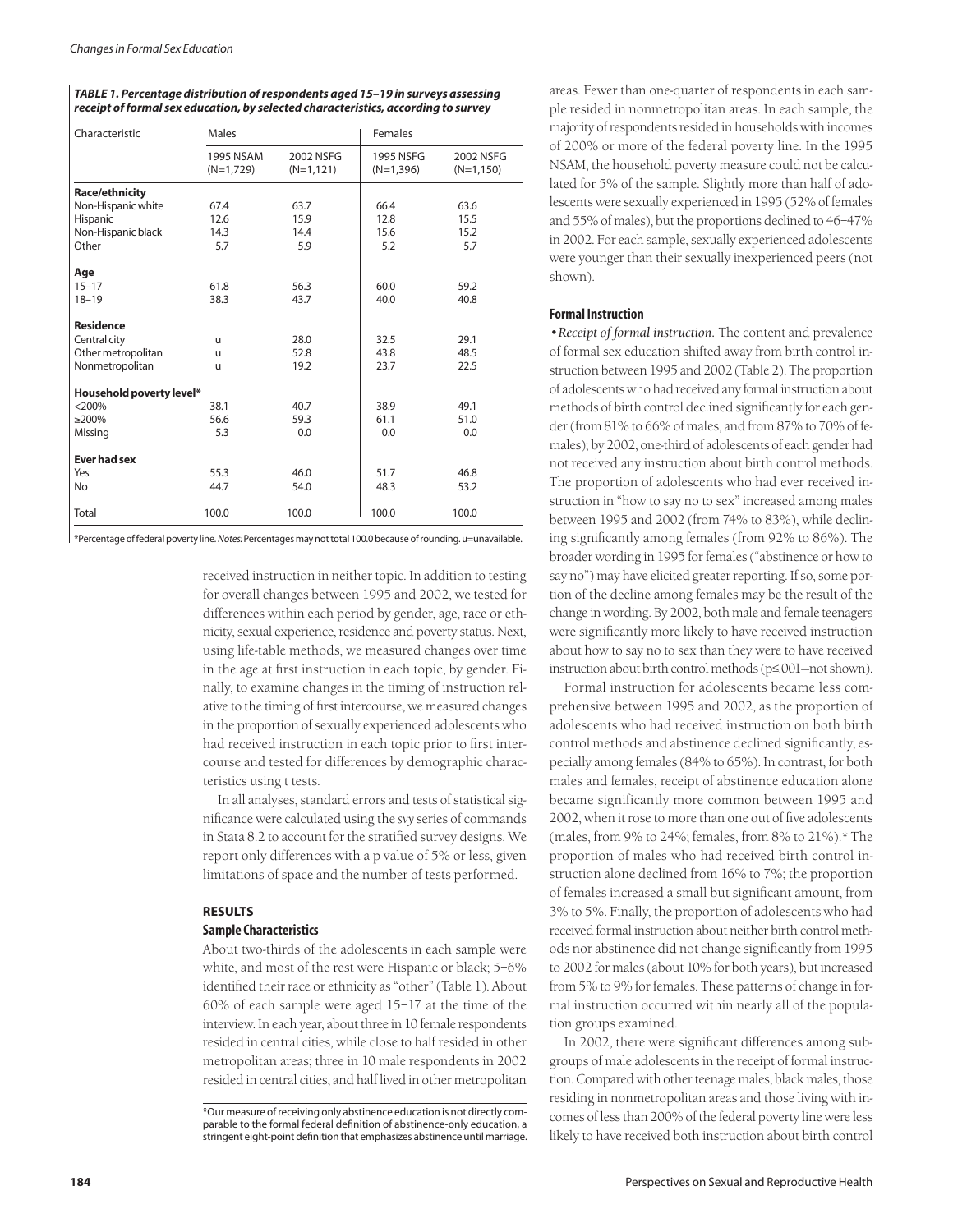**TABLE 1. Percentage distribution of respondents aged 15–19 in surveys assessing receipt of formal sex education, by selected characteristics, according to survey**

| Characteristic | Males | | Females | |
|---|---|---|---|---|
| | 1995 NSAM (N=1,729) | 2002 NSFG (N=1,121) | 1995 NSFG (N=1,396) | 2002 NSFG (N=1,150) |
| **Race/ethnicity** | | | | |
| Non-Hispanic white | 67.4 | 63.7 | 66.4 | 63.6 |
| Hispanic | 12.6 | 15.9 | 12.8 | 15.5 |
| Non-Hispanic black | 14.3 | 14.4 | 15.6 | 15.2 |
| Other | 5.7 | 5.9 | 5.2 | 5.7 |
| **Age** | | | | |
| 15–17 | 61.8 | 56.3 | 60.0 | 59.2 |
| 18–19 | 38.3 | 43.7 | 40.0 | 40.8 |
| **Residence** | | | | |
| Central city | u | 28.0 | 32.5 | 29.1 |
| Other metropolitan | u | 52.8 | 43.8 | 48.5 |
| Nonmetropolitan | u | 19.2 | 23.7 | 22.5 |
| **Household poverty level*** | | | | |
| <200% | 38.1 | 40.7 | 38.9 | 49.1 |
| ≥200% | 56.6 | 59.3 | 61.1 | 51.0 |
| Missing | 5.3 | 0.0 | 0.0 | 0.0 |
| **Ever had sex** | | | | |
| Yes | 55.3 | 46.0 | 51.7 | 46.8 |
| No | 44.7 | 54.0 | 48.3 | 53.2 |
| Total | 100.0 | 100.0 | 100.0 | 100.0 |

*Percentage of federal poverty line. *Notes:* Percentages may not total 100.0 because of rounding. u=unavailable.

received instruction in neither topic. In addition to testing for overall changes between 1995 and 2002, we tested for differences within each period by gender, age, race or ethnicity, sexual experience, residence and poverty status. Next, using life-table methods, we measured changes over time in the age at first instruction in each topic, by gender. Finally, to examine changes in the timing of instruction relative to the timing of first intercourse, we measured changes in the proportion of sexually experienced adolescents who had received instruction in each topic prior to first intercourse and tested for differences by demographic characteristics using t tests.

In all analyses, standard errors and tests of statistical significance were calculated using the *svy* series of commands in Stata 8.2 to account for the stratified survey designs. We report only differences with a p value of 5% or less, given limitations of space and the number of tests performed.

## RESULTS

### Sample Characteristics

About two-thirds of the adolescents in each sample were white, and most of the rest were Hispanic or black; 5–6% identified their race or ethnicity as "other" (Table 1). About 60% of each sample were aged 15–17 at the time of the interview. In each year, about three in 10 female respondents resided in central cities, while close to half resided in other metropolitan areas; three in 10 male respondents in 2002 resided in central cities, and half lived in other metropolitan areas. Fewer than one-quarter of respondents in each sample resided in nonmetropolitan areas. In each sample, the majority of respondents resided in households with incomes of 200% or more of the federal poverty line. In the 1995 NSAM, the household poverty measure could not be calculated for 5% of the sample. Slightly more than half of adolescents were sexually experienced in 1995 (52% of females and 55% of males), but the proportions declined to 46–47% in 2002. For each sample, sexually experienced adolescents were younger than their sexually inexperienced peers (not shown).

### Formal Instruction

•*Receipt of formal instruction.* The content and prevalence of formal sex education shifted away from birth control instruction between 1995 and 2002 (Table 2). The proportion of adolescents who had received any formal instruction about methods of birth control declined significantly for each gender (from 81% to 66% of males, and from 87% to 70% of females); by 2002, one-third of adolescents of each gender had not received any instruction about birth control methods. The proportion of adolescents who had ever received instruction in "how to say no to sex" increased among males between 1995 and 2002 (from 74% to 83%), while declining significantly among females (from 92% to 86%). The broader wording in 1995 for females ("abstinence or how to say no") may have elicited greater reporting. If so, some portion of the decline among females may be the result of the change in wording. By 2002, both male and female teenagers were significantly more likely to have received instruction about how to say no to sex than they were to have received instruction about birth control methods (p≤.001—not shown).

Formal instruction for adolescents became less comprehensive between 1995 and 2002, as the proportion of adolescents who had received instruction on both birth control methods and abstinence declined significantly, especially among females (84% to 65%). In contrast, for both males and females, receipt of abstinence education alone became significantly more common between 1995 and 2002, when it rose to more than one out of five adolescents (males, from 9% to 24%; females, from 8% to 21%).* The proportion of males who had received birth control instruction alone declined from 16% to 7%; the proportion of females increased a small but significant amount, from 3% to 5%. Finally, the proportion of adolescents who had received formal instruction about neither birth control methods nor abstinence did not change significantly from 1995 to 2002 for males (about 10% for both years), but increased from 5% to 9% for females. These patterns of change in formal instruction occurred within nearly all of the population groups examined.

In 2002, there were significant differences among subgroups of male adolescents in the receipt of formal instruction. Compared with other teenage males, black males, those residing in nonmetropolitan areas and those living with incomes of less than 200% of the federal poverty line were less likely to have received both instruction about birth control

*Our measure of receiving only abstinence education is not directly comparable to the formal federal definition of abstinence-only education, a stringent eight-point definition that emphasizes abstinence until marriage.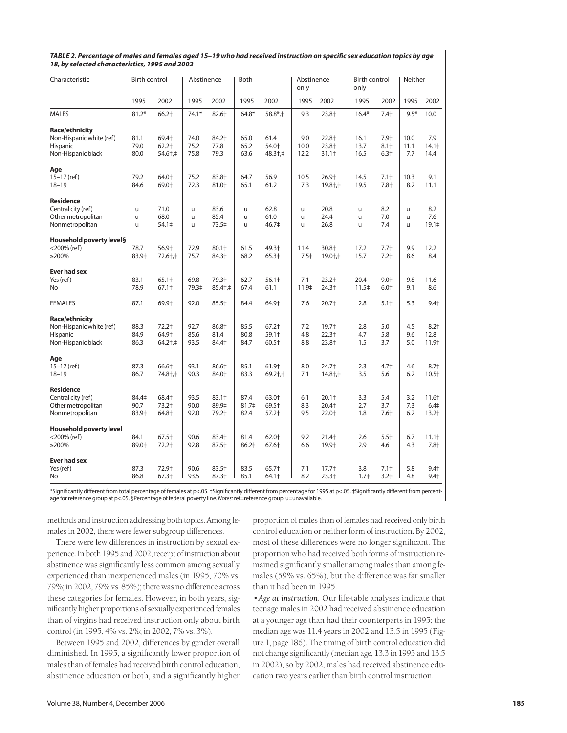***TABLE 2. Percentage of males and females aged 15–19 who had received instruction on specific sex education topics by age 18, by selected characteristics, 1995 and 2002***

| Characteristic | Birth control | | Abstinence | | Both | | Abstinence only | | Birth control only | | Neither | |
|---|---|---|---|---|---|---|---|---|---|---|---|---|
| | 1995 | 2002 | 1995 | 2002 | 1995 | 2002 | 1995 | 2002 | 1995 | 2002 | 1995 | 2002 |
| MALES | 81.2* | 66.2† | 74.1* | 82.6† | 64.8* | 58.8*,† | 9.3 | 23.8† | 16.4* | 7.4† | 9.5* | 10.0 |
| **Race/ethnicity** | | | | | | | | | | | | |
| Non-Hispanic white (ref) | 81.1 | 69.4† | 74.0 | 84.2† | 65.0 | 61.4 | 9.0 | 22.8† | 16.1 | 7.9† | 10.0 | 7.9 |
| Hispanic | 79.0 | 62.2† | 75.2 | 77.8 | 65.2 | 54.0† | 10.0 | 23.8† | 13.7 | 8.1† | 11.1 | 14.1‡ |
| Non-Hispanic black | 80.0 | 54.6†,‡ | 75.8 | 79.3 | 63.6 | 48.3†,‡ | 12.2 | 31.1† | 16.5 | 6.3† | 7.7 | 14.4 |
| **Age** | | | | | | | | | | | | |
| 15–17 (ref) | 79.2 | 64.0† | 75.2 | 83.8† | 64.7 | 56.9 | 10.5 | 26.9† | 14.5 | 7.1† | 10.3 | 9.1 |
| 18–19 | 84.6 | 69.0† | 72.3 | 81.0† | 65.1 | 61.2 | 7.3 | 19.8†,‡ | 19.5 | 7.8† | 8.2 | 11.1 |
| **Residence** | | | | | | | | | | | | |
| Central city (ref) | u | 71.0 | u | 83.6 | u | 62.8 | u | 20.8 | u | 8.2 | u | 8.2 |
| Other metropolitan | u | 68.0 | u | 85.4 | u | 61.0 | u | 24.4 | u | 7.0 | u | 7.6 |
| Nonmetropolitan | u | 54.1‡ | u | 73.5‡ | u | 46.7‡ | u | 26.8 | u | 7.4 | u | 19.1‡ |
| **Household poverty level§** | | | | | | | | | | | | |
| <200% (ref) | 78.7 | 56.9† | 72.9 | 80.1† | 61.5 | 49.3† | 11.4 | 30.8† | 17.2 | 7.7† | 9.9 | 12.2 |
| ≥200% | 83.9‡ | 72.6†,‡ | 75.7 | 84.3† | 68.2 | 65.3‡ | 7.5‡ | 19.0†,‡ | 15.7 | 7.2† | 8.6 | 8.4 |
| **Ever had sex** | | | | | | | | | | | | |
| Yes (ref) | 83.1 | 65.1† | 69.8 | 79.3† | 62.7 | 56.1† | 7.1 | 23.2† | 20.4 | 9.0† | 9.8 | 11.6 |
| No | 78.9 | 67.1† | 79.3‡ | 85.4†,‡ | 67.4 | 61.1 | 11.9‡ | 24.3† | 11.5‡ | 6.0† | 9.1 | 8.6 |
| FEMALES | 87.1 | 69.9† | 92.0 | 85.5† | 84.4 | 64.9† | 7.6 | 20.7† | 2.8 | 5.1† | 5.3 | 9.4† |
| **Race/ethnicity** | | | | | | | | | | | | |
| Non-Hispanic white (ref) | 88.3 | 72.2† | 92.7 | 86.8† | 85.5 | 67.2† | 7.2 | 19.7† | 2.8 | 5.0 | 4.5 | 8.2† |
| Hispanic | 84.9 | 64.9† | 85.6 | 81.4 | 80.8 | 59.1† | 4.8 | 22.3† | 4.7 | 5.8 | 9.6 | 12.8 |
| Non-Hispanic black | 86.3 | 64.2†,‡ | 93.5 | 84.4† | 84.7 | 60.5† | 8.8 | 23.8† | 1.5 | 3.7 | 5.0 | 11.9† |
| **Age** | | | | | | | | | | | | |
| 15–17 (ref) | 87.3 | 66.6† | 93.1 | 86.6† | 85.1 | 61.9† | 8.0 | 24.7† | 2.3 | 4.7† | 4.6 | 8.7† |
| 18–19 | 86.7 | 74.8†,‡ | 90.3 | 84.0† | 83.3 | 69.2†,‡ | 7.1 | 14.8†,‡ | 3.5 | 5.6 | 6.2 | 10.5† |
| **Residence** | | | | | | | | | | | | |
| Central city (ref) | 84.4‡ | 68.4† | 93.5 | 83.1† | 87.4 | 63.0† | 6.1 | 20.1† | 3.3 | 5.4 | 3.2 | 11.6† |
| Other metropolitan | 90.7 | 73.2† | 90.0 | 89.9‡ | 81.7‡ | 69.5† | 8.3 | 20.4† | 2.7 | 3.7 | 7.3 | 6.4‡ |
| Nonmetropolitan | 83.9‡ | 64.8† | 92.0 | 79.2† | 82.4 | 57.2† | 9.5 | 22.0† | 1.8 | 7.6† | 6.2 | 13.2† |
| **Household poverty level** | | | | | | | | | | | | |
| <200% (ref) | 84.1 | 67.5† | 90.6 | 83.4† | 81.4 | 62.0† | 9.2 | 21.4† | 2.6 | 5.5† | 6.7 | 11.1† |
| ≥200% | 89.0‡ | 72.2† | 92.8 | 87.5† | 86.2‡ | 67.6† | 6.6 | 19.9† | 2.9 | 4.6 | 4.3 | 7.8† |
| **Ever had sex** | | | | | | | | | | | | |
| Yes (ref) | 87.3 | 72.9† | 90.6 | 83.5† | 83.5 | 65.7† | 7.1 | 17.7† | 3.8 | 7.1† | 5.8 | 9.4† |
| No | 86.8 | 67.3† | 93.5 | 87.3† | 85.1 | 64.1† | 8.2 | 23.3† | 1.7‡ | 3.2‡ | 4.8 | 9.4† |

*Significantly different from total percentage of females at p<.05. †Significantly different from percentage for 1995 at p<.05. ‡Significantly different from percentage for reference group at p<.05. §Percentage of federal poverty line. *Notes:* ref=reference group. u=unavailable.

methods and instruction addressing both topics. Among females in 2002, there were fewer subgroup differences.

There were few differences in instruction by sexual experience. In both 1995 and 2002, receipt of instruction about abstinence was significantly less common among sexually experienced than inexperienced males (in 1995, 70% vs. 79%; in 2002, 79% vs. 85%); there was no difference across these categories for females. However, in both years, significantly higher proportions of sexually experienced females than of virgins had received instruction only about birth control (in 1995, 4% vs. 2%; in 2002, 7% vs. 3%).

Between 1995 and 2002, differences by gender overall diminished. In 1995, a significantly lower proportion of males than of females had received birth control education, abstinence education or both, and a significantly higher proportion of males than of females had received only birth control education or neither form of instruction. By 2002, most of these differences were no longer significant. The proportion who had received both forms of instruction remained significantly smaller among males than among females (59% vs. 65%), but the difference was far smaller than it had been in 1995.

•*Age at instruction.* Our life-table analyses indicate that teenage males in 2002 had received abstinence education at a younger age than had their counterparts in 1995; the median age was 11.4 years in 2002 and 13.5 in 1995 (Figure 1, page 186). The timing of birth control education did not change significantly (median age, 13.3 in 1995 and 13.5 in 2002), so by 2002, males had received abstinence education two years earlier than birth control instruction.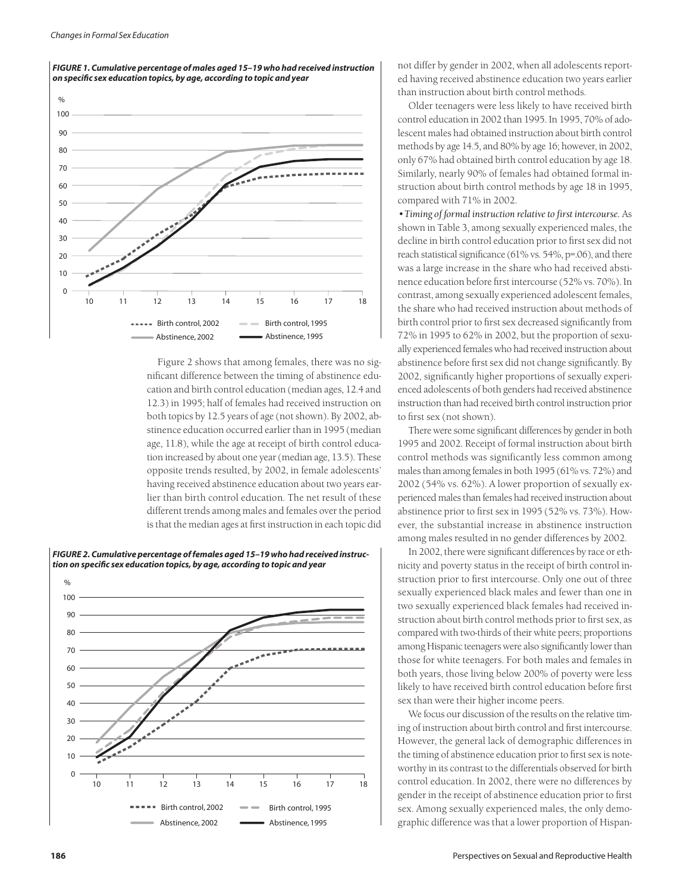*FIGURE 1. Cumulative percentage of males aged 15–19 who had received instruction on specific sex education topics, by age, according to topic and year*

Figure 2 shows that among females, there was no significant difference between the timing of abstinence education and birth control education (median ages, 12.4 and 12.3) in 1995; half of females had received instruction on both topics by 12.5 years of age (not shown). By 2002, abstinence education occurred earlier than in 1995 (median age, 11.8), while the age at receipt of birth control education increased by about one year (median age, 13.5). These opposite trends resulted, by 2002, in female adolescents' having received abstinence education about two years earlier than birth control education. The net result of these different trends among males and females over the period is that the median ages at first instruction in each topic did not differ by gender in 2002, when all adolescents reported having received abstinence education two years earlier than instruction about birth control methods.

*FIGURE 2. Cumulative percentage of females aged 15–19 who had received instruction on specific sex education topics, by age, according to topic and year*

Older teenagers were less likely to have received birth control education in 2002 than 1995. In 1995, 70% of adolescent males had obtained instruction about birth control methods by age 14.5, and 80% by age 16; however, in 2002, only 67% had obtained birth control education by age 18. Similarly, nearly 90% of females had obtained formal instruction about birth control methods by age 18 in 1995, compared with 71% in 2002.

• *Timing of formal instruction relative to first intercourse.* As shown in Table 3, among sexually experienced males, the decline in birth control education prior to first sex did not reach statistical significance (61% vs. 54%, p=.06), and there was a large increase in the share who had received abstinence education before first intercourse (52% vs. 70%). In contrast, among sexually experienced adolescent females, the share who had received instruction about methods of birth control prior to first sex decreased significantly from 72% in 1995 to 62% in 2002, but the proportion of sexually experienced females who had received instruction about abstinence before first sex did not change significantly. By 2002, significantly higher proportions of sexually experienced adolescents of both genders had received abstinence instruction than had received birth control instruction prior to first sex (not shown).

There were some significant differences by gender in both 1995 and 2002. Receipt of formal instruction about birth control methods was significantly less common among males than among females in both 1995 (61% vs. 72%) and 2002 (54% vs. 62%). A lower proportion of sexually experienced males than females had received instruction about abstinence prior to first sex in 1995 (52% vs. 73%). However, the substantial increase in abstinence instruction among males resulted in no gender differences by 2002.

In 2002, there were significant differences by race or ethnicity and poverty status in the receipt of birth control instruction prior to first intercourse. Only one out of three sexually experienced black males and fewer than one in two sexually experienced black females had received instruction about birth control methods prior to first sex, as compared with two-thirds of their white peers; proportions among Hispanic teenagers were also significantly lower than those for white teenagers. For both males and females in both years, those living below 200% of poverty were less likely to have received birth control education before first sex than were their higher income peers.

We focus our discussion of the results on the relative timing of instruction about birth control and first intercourse. However, the general lack of demographic differences in the timing of abstinence education prior to first sex is noteworthy in its contrast to the differentials observed for birth control education. In 2002, there were no differences by gender in the receipt of abstinence education prior to first sex. Among sexually experienced males, the only demographic difference was that a lower proportion of Hispan-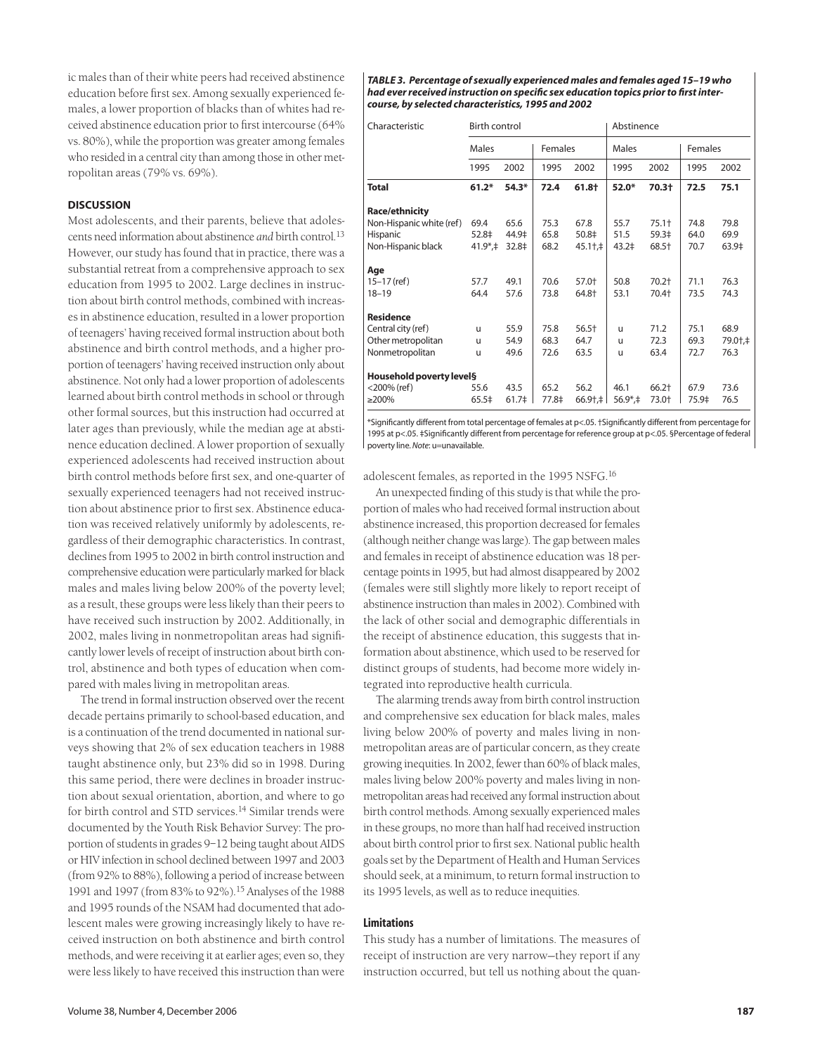ic males than of their white peers had received abstinence education before first sex. Among sexually experienced females, a lower proportion of blacks than of whites had received abstinence education prior to first intercourse (64% vs. 80%), while the proportion was greater among females who resided in a central city than among those in other metropolitan areas (79% vs. 69%).

## DISCUSSION

Most adolescents, and their parents, believe that adolescents need information about abstinence *and* birth control.[13] However, our study has found that in practice, there was a substantial retreat from a comprehensive approach to sex education from 1995 to 2002. Large declines in instruction about birth control methods, combined with increases in abstinence education, resulted in a lower proportion of teenagers' having received formal instruction about both abstinence and birth control methods, and a higher proportion of teenagers' having received instruction only about abstinence. Not only had a lower proportion of adolescents learned about birth control methods in school or through other formal sources, but this instruction had occurred at later ages than previously, while the median age at abstinence education declined. A lower proportion of sexually experienced adolescents had received instruction about birth control methods before first sex, and one-quarter of sexually experienced teenagers had not received instruction about abstinence prior to first sex. Abstinence education was received relatively uniformly by adolescents, regardless of their demographic characteristics. In contrast, declines from 1995 to 2002 in birth control instruction and comprehensive education were particularly marked for black males and males living below 200% of the poverty level; as a result, these groups were less likely than their peers to have received such instruction by 2002. Additionally, in 2002, males living in nonmetropolitan areas had significantly lower levels of receipt of instruction about birth control, abstinence and both types of education when compared with males living in metropolitan areas.

The trend in formal instruction observed over the recent decade pertains primarily to school-based education, and is a continuation of the trend documented in national surveys showing that 2% of sex education teachers in 1988 taught abstinence only, but 23% did so in 1998. During this same period, there were declines in broader instruction about sexual orientation, abortion, and where to go for birth control and STD services.[14] Similar trends were documented by the Youth Risk Behavior Survey: The proportion of students in grades 9–12 being taught about AIDS or HIV infection in school declined between 1997 and 2003 (from 92% to 88%), following a period of increase between 1991 and 1997 (from 83% to 92%).[15] Analyses of the 1988 and 1995 rounds of the NSAM had documented that adolescent males were growing increasingly likely to have received instruction on both abstinence and birth control methods, and were receiving it at earlier ages; even so, they were less likely to have received this instruction than were adolescent females, as reported in the 1995 NSFG.[16]

***TABLE 3. Percentage of sexually experienced males and females aged 15–19 who had ever received instruction on specific sex education topics prior to first intercourse, by selected characteristics, 1995 and 2002***

| Characteristic | Birth control | | | | Abstinence | | | |
|---|---|---|---|---|---|---|---|---|
| | Males | | Females | | Males | | Females | |
| | 1995 | 2002 | 1995 | 2002 | 1995 | 2002 | 1995 | 2002 |
| **Total** | **61.2*** | **54.3*** | **72.4** | **61.8†** | **52.0*** | **70.3†** | **72.5** | **75.1** |
| **Race/ethnicity** | | | | | | | | |
| Non-Hispanic white (ref) | 69.4 | 65.6 | 75.3 | 67.8 | 55.7 | 75.1† | 74.8 | 79.8 |
| Hispanic | 52.8‡ | 44.9‡ | 65.8 | 50.8‡ | 51.5 | 59.3‡ | 64.0 | 69.9 |
| Non-Hispanic black | 41.9*,‡ | 32.8‡ | 68.2 | 45.1†,‡ | 43.2‡ | 68.5† | 70.7 | 63.9‡ |
| **Age** | | | | | | | | |
| 15–17 (ref) | 57.7 | 49.1 | 70.6 | 57.0† | 50.8 | 70.2† | 71.1 | 76.3 |
| 18–19 | 64.4 | 57.6 | 73.8 | 64.8† | 53.1 | 70.4† | 73.5 | 74.3 |
| **Residence** | | | | | | | | |
| Central city (ref) | u | 55.9 | 75.8 | 56.5† | u | 71.2 | 75.1 | 68.9 |
| Other metropolitan | u | 54.9 | 68.3 | 64.7 | u | 72.3 | 69.3 | 79.0†,‡ |
| Nonmetropolitan | u | 49.6 | 72.6 | 63.5 | u | 63.4 | 72.7 | 76.3 |
| **Household poverty level§** | | | | | | | | |
| <200% (ref) | 55.6 | 43.5 | 65.2 | 56.2 | 46.1 | 66.2† | 67.9 | 73.6 |
| ≥200% | 65.5‡ | 61.7‡ | 77.8‡ | 66.9†,‡ | 56.9*,‡ | 73.0† | 75.9‡ | 76.5 |

*Significantly different from total percentage of females at p<.05. †Significantly different from percentage for 1995 at p<.05. ‡Significantly different from percentage for reference group at p<.05. §Percentage of federal poverty line. *Note*: u=unavailable.

An unexpected finding of this study is that while the proportion of males who had received formal instruction about abstinence increased, this proportion decreased for females (although neither change was large). The gap between males and females in receipt of abstinence education was 18 percentage points in 1995, but had almost disappeared by 2002 (females were still slightly more likely to report receipt of abstinence instruction than males in 2002). Combined with the lack of other social and demographic differentials in the receipt of abstinence education, this suggests that information about abstinence, which used to be reserved for distinct groups of students, had become more widely integrated into reproductive health curricula.

The alarming trends away from birth control instruction and comprehensive sex education for black males, males living below 200% of poverty and males living in nonmetropolitan areas are of particular concern, as they create growing inequities. In 2002, fewer than 60% of black males, males living below 200% poverty and males living in nonmetropolitan areas had received any formal instruction about birth control methods. Among sexually experienced males in these groups, no more than half had received instruction about birth control prior to first sex. National public health goals set by the Department of Health and Human Services should seek, at a minimum, to return formal instruction to its 1995 levels, as well as to reduce inequities.

### Limitations

This study has a number of limitations. The measures of receipt of instruction are very narrow—they report if any instruction occurred, but tell us nothing about the quan-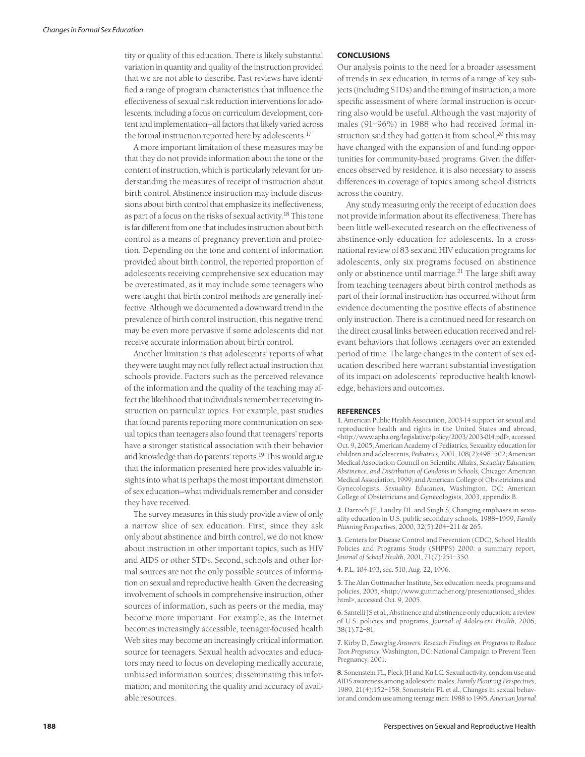tity or quality of this education. There is likely substantial variation in quantity and quality of the instruction provided that we are not able to describe. Past reviews have identified a range of program characteristics that influence the effectiveness of sexual risk reduction interventions for adolescents, including a focus on curriculum development, content and implementation—all factors that likely varied across the formal instruction reported here by adolescents.[17]

A more important limitation of these measures may be that they do not provide information about the tone or the content of instruction, which is particularly relevant for understanding the measures of receipt of instruction about birth control. Abstinence instruction may include discussions about birth control that emphasize its ineffectiveness, as part of a focus on the risks of sexual activity.[18] This tone is far different from one that includes instruction about birth control as a means of pregnancy prevention and protection. Depending on the tone and content of information provided about birth control, the reported proportion of adolescents receiving comprehensive sex education may be overestimated, as it may include some teenagers who were taught that birth control methods are generally ineffective. Although we documented a downward trend in the prevalence of birth control instruction, this negative trend may be even more pervasive if some adolescents did not receive accurate information about birth control.

Another limitation is that adolescents' reports of what they were taught may not fully reflect actual instruction that schools provide. Factors such as the perceived relevance of the information and the quality of the teaching may affect the likelihood that individuals remember receiving instruction on particular topics. For example, past studies that found parents reporting more communication on sexual topics than teenagers also found that teenagers' reports have a stronger statistical association with their behavior and knowledge than do parents' reports.[19] This would argue that the information presented here provides valuable insights into what is perhaps the most important dimension of sex education—what individuals remember and consider they have received.

The survey measures in this study provide a view of only a narrow slice of sex education. First, since they ask only about abstinence and birth control, we do not know about instruction in other important topics, such as HIV and AIDS or other STDs. Second, schools and other formal sources are not the only possible sources of information on sexual and reproductive health. Given the decreasing involvement of schools in comprehensive instruction, other sources of information, such as peers or the media, may become more important. For example, as the Internet becomes increasingly accessible, teenager-focused health Web sites may become an increasingly critical information source for teenagers. Sexual health advocates and educators may need to focus on developing medically accurate, unbiased information sources; disseminating this information; and monitoring the quality and accuracy of available resources.

## CONCLUSIONS

Our analysis points to the need for a broader assessment of trends in sex education, in terms of a range of key subjects (including STDs) and the timing of instruction; a more specific assessment of where formal instruction is occurring also would be useful. Although the vast majority of males (91–96%) in 1988 who had received formal instruction said they had gotten it from school,[20] this may have changed with the expansion of and funding opportunities for community-based programs. Given the differences observed by residence, it is also necessary to assess differences in coverage of topics among school districts across the country.

Any study measuring only the receipt of education does not provide information about its effectiveness. There has been little well-executed research on the effectiveness of abstinence-only education for adolescents. In a cross-national review of 83 sex and HIV education programs for adolescents, only six programs focused on abstinence only or abstinence until marriage.[21] The large shift away from teaching teenagers about birth control methods as part of their formal instruction has occurred without firm evidence documenting the positive effects of abstinence only instruction. There is a continued need for research on the direct causal links between education received and relevant behaviors that follows teenagers over an extended period of time. The large changes in the content of sex education described here warrant substantial investigation of its impact on adolescents' reproductive health knowledge, behaviors and outcomes.

## REFERENCES

**1.** American Public Health Association, 2003-14 support for sexual and reproductive health and rights in the United States and abroad, <http://www.apha.org/legislative/policy/2003/2003-014.pdf>, accessed Oct. 9, 2005; American Academy of Pediatrics, Sexuality education for children and adolescents, *Pediatrics*, 2001, 108(2):498–502; American Medical Association Council on Scientific Affairs, *Sexuality Education, Abstinence, and Distribution of Condoms in Schools*, Chicago: American Medical Association, 1999; and American College of Obstetricians and Gynecologists, *Sexuality Education*, Washington, DC: American College of Obstetricians and Gynecologists, 2003, appendix B.

**2.** Darroch JE, Landry DL and Singh S, Changing emphases in sexuality education in U.S. public secondary schools, 1988–1999, *Family Planning Perspectives*, 2000, 32(5):204–211 & 265.

**3.** Centers for Disease Control and Prevention (CDC), School Health Policies and Programs Study (SHPPS) 2000: a summary report, *Journal of School Health*, 2001, 71(7):251–350.

**4.** P.L. 104-193, sec. 510, Aug. 22, 1996.

**5.** The Alan Guttmacher Institute, Sex education: needs, programs and policies, 2005, <http://www.guttmacher.org/presentationsed_slides.html>, accessed Oct. 9, 2005.

**6.** Santelli JS et al., Abstinence and abstinence-only education: a review of U.S. policies and programs, *Journal of Adolescent Health*, 2006, 38(1):72–81.

**7.** Kirby D, *Emerging Answers: Research Findings on Programs to Reduce Teen Pregnancy*, Washington, DC: National Campaign to Prevent Teen Pregnancy, 2001.

**8.** Sonenstein FL, Pleck JH and Ku LC, Sexual activity, condom use and AIDS awareness among adolescent males, *Family Planning Perspectives*, 1989, 21(4):152–158; Sonenstein FL et al., Changes in sexual behavior and condom use among teenage men: 1988 to 1995, *American Journal*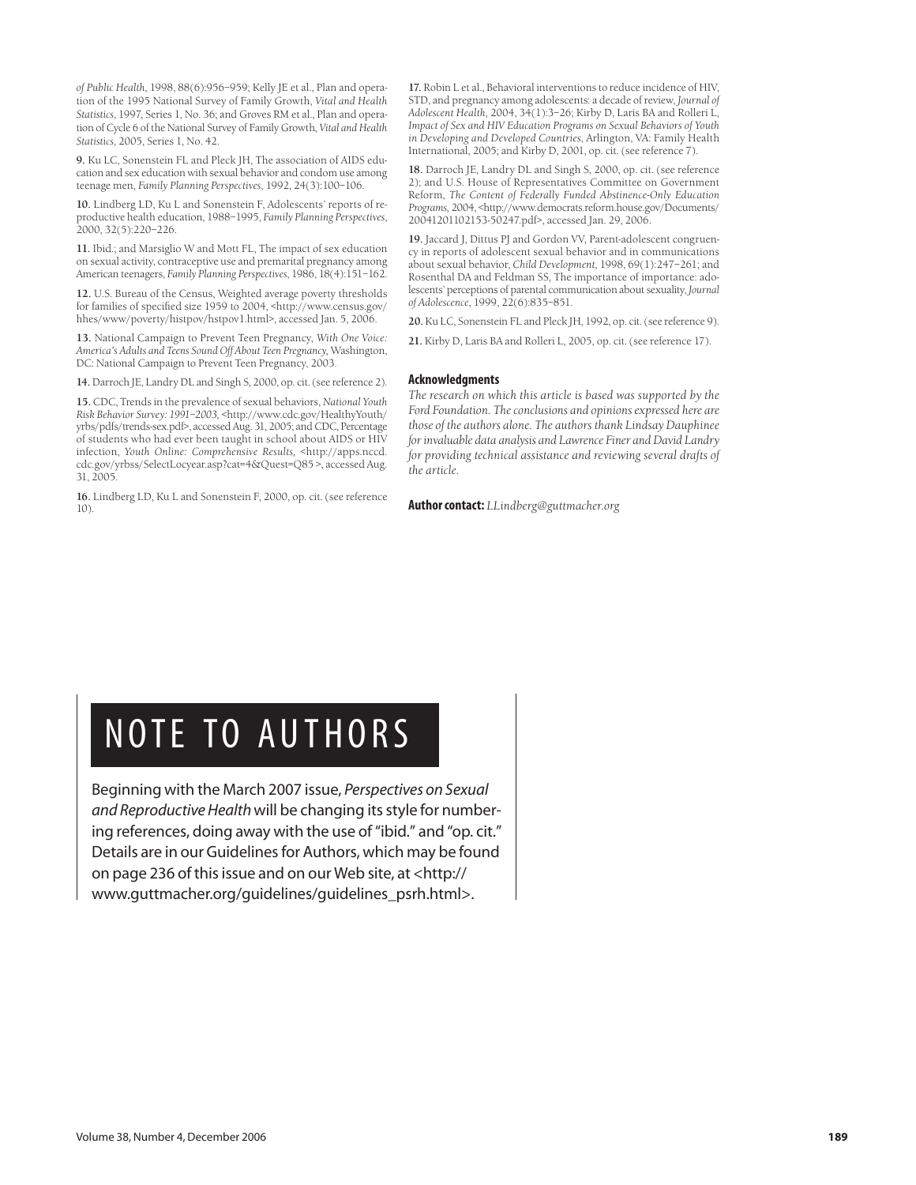*of Public Health*, 1998, 88(6):956–959; Kelly JE et al., Plan and operation of the 1995 National Survey of Family Growth, *Vital and Health Statistics*, 1997, Series 1, No. 36; and Groves RM et al., Plan and operation of Cycle 6 of the National Survey of Family Growth, *Vital and Health Statistics*, 2005, Series 1, No. 42.

**9.** Ku LC, Sonenstein FL and Pleck JH, The association of AIDS education and sex education with sexual behavior and condom use among teenage men, *Family Planning Perspectives*, 1992, 24(3):100–106.

**10.** Lindberg LD, Ku L and Sonenstein F, Adolescents' reports of reproductive health education, 1988–1995, *Family Planning Perspectives*, 2000, 32(5):220–226.

**11.** Ibid.; and Marsiglio W and Mott FL, The impact of sex education on sexual activity, contraceptive use and premarital pregnancy among American teenagers, *Family Planning Perspectives*, 1986, 18(4):151–162.

**12.** U.S. Bureau of the Census, Weighted average poverty thresholds for families of specified size 1959 to 2004, <http://www.census.gov/hhes/www/poverty/histpov/hstpov1.html>, accessed Jan. 5, 2006.

**13.** National Campaign to Prevent Teen Pregnancy, *With One Voice: America's Adults and Teens Sound Off About Teen Pregnancy*, Washington, DC: National Campaign to Prevent Teen Pregnancy, 2003.

**14.** Darroch JE, Landry DL and Singh S, 2000, op. cit. (see reference 2).

**15.** CDC, Trends in the prevalence of sexual behaviors, *National Youth Risk Behavior Survey: 1991–2003*, <http://www.cdc.gov/HealthyYouth/yrbs/pdfs/trends-sex.pdf>, accessed Aug. 31, 2005; and CDC, Percentage of students who had ever been taught in school about AIDS or HIV infection, *Youth Online: Comprehensive Results*, <http://apps.nccd.cdc.gov/yrbss/SelectLocyear.asp?cat=4&Quest=Q85>, accessed Aug. 31, 2005.

**16.** Lindberg LD, Ku L and Sonenstein F, 2000, op. cit. (see reference 10).

**17.** Robin L et al., Behavioral interventions to reduce incidence of HIV, STD, and pregnancy among adolescents: a decade of review, *Journal of Adolescent Health*, 2004, 34(1):3–26; Kirby D, Laris BA and Rolleri L, *Impact of Sex and HIV Education Programs on Sexual Behaviors of Youth in Developing and Developed Countries*, Arlington, VA: Family Health International, 2005; and Kirby D, 2001, op. cit. (see reference 7).

**18.** Darroch JE, Landry DL and Singh S, 2000, op. cit. (see reference 2); and U.S. House of Representatives Committee on Government Reform, *The Content of Federally Funded Abstinence-Only Education Programs*, 2004, <http://www.democrats.reform.house.gov/Documents/20041201102153-50247.pdf>, accessed Jan. 29, 2006.

**19.** Jaccard J, Dittus PJ and Gordon VV, Parent-adolescent congruency in reports of adolescent sexual behavior and in communications about sexual behavior, *Child Development*, 1998, 69(1):247–261; and Rosenthal DA and Feldman SS, The importance of importance: adolescents' perceptions of parental communication about sexuality, *Journal of Adolescence*, 1999, 22(6):835–851.

**20.** Ku LC, Sonenstein FL and Pleck JH, 1992, op. cit. (see reference 9).

**21.** Kirby D, Laris BA and Rolleri L, 2005, op. cit. (see reference 17).

### Acknowledgments

*The research on which this article is based was supported by the Ford Foundation. The conclusions and opinions expressed here are those of the authors alone. The authors thank Lindsay Dauphinee for invaluable data analysis and Lawrence Finer and David Landry for providing technical assistance and reviewing several drafts of the article.*

**Author contact:** *LLindberg@guttmacher.org*

## NOTE TO AUTHORS

Beginning with the March 2007 issue, *Perspectives on Sexual and Reproductive Health* will be changing its style for numbering references, doing away with the use of "ibid." and "op. cit." Details are in our Guidelines for Authors, which may be found on page 236 of this issue and on our Web site, at <http://www.guttmacher.org/guidelines/guidelines_psrh.html>.